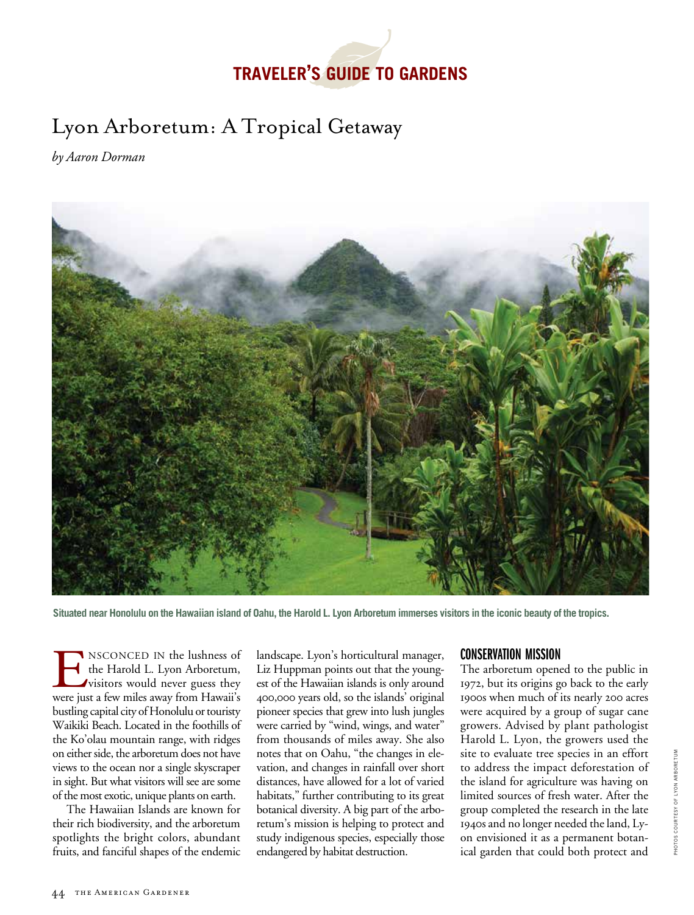TRAVELER'S GUIDE TO GARDENS

# Lyon Arboretum: A Tropical Getaway

*by Aaron Dorman*

Situated near Honolulu on the Hawaiian island of Oahu, the Harold L. Lyon Arboretum immerses visitors in the iconic beauty of the tropics.

ENSCONCED IN the lushness of the Harold L. Lyon Arboretum, visitors would never guess they were just a few miles away from Hawaii's bustling capital city of Honolulu or touristy Waikiki Beach. Located in the foothills of the Ko'olau mountain range, with ridges on either side, the arboretum does not have views to the ocean nor a single skyscraper in sight. But what visitors will see are some of the most exotic, unique plants on earth.

The Hawaiian Islands are known for their rich biodiversity, and the arboretum spotlights the bright colors, abundant fruits, and fanciful shapes of the endemic landscape. Lyon's horticultural manager, Liz Huppman points out that the youngest of the Hawaiian islands is only around 400,000 years old, so the islands' original pioneer species that grew into lush jungles were carried by "wind, wings, and water" from thousands of miles away. She also notes that on Oahu, "the changes in elevation, and changes in rainfall over short distances, have allowed for a lot of varied habitats," further contributing to its great botanical diversity. A big part of the arboretum's mission is helping to protect and study indigenous species, especially those endangered by habitat destruction.

## CONSERVATION MISSION

The arboretum opened to the public in 1972, but its origins go back to the early 1900s when much of its nearly 200 acres were acquired by a group of sugar cane growers. Advised by plant pathologist Harold L. Lyon, the growers used the site to evaluate tree species in an effort to address the impact deforestation of the island for agriculture was having on limited sources of fresh water. After the group completed the research in the late 1940s and no longer needed the land, Lyon envisioned it as a permanent botanical garden that could both protect and

PHOTOS COURTESY OF LYON ARBORETUM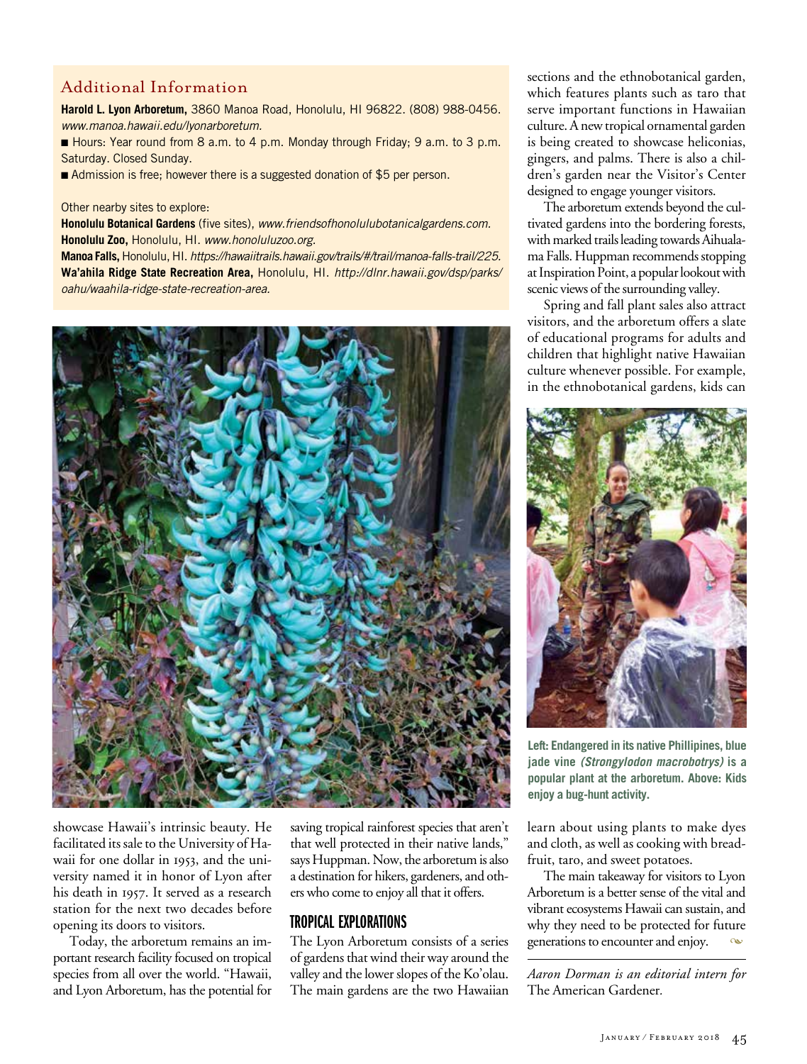## Additional Information

**Harold L. Lyon Arboretum,** 3860 Manoa Road, Honolulu, HI 96822. (808) 988-0456. *www.manoa.hawaii.edu/lyonarboretum.*

- Hours: Year round from 8 a.m. to 4 p.m. Monday through Friday; 9 a.m. to 3 p.m. Saturday. Closed Sunday.
- Admission is free; however there is a suggested donation of $5 per person.

Other nearby sites to explore:

**Honolulu Botanical Gardens** (five sites), *www.friendsofhonolulubotanicalgardens.com.*
**Honolulu Zoo,** Honolulu, HI. *www.honoluluzoo.org.*
**Manoa Falls,** Honolulu, HI. *https://hawaiitrails.hawaii.gov/trails/#/trail/manoa-falls-trail/225.*
**Wa'ahila Ridge State Recreation Area,** Honolulu, HI. *http://dlnr.hawaii.gov/dsp/parks/oahu/waahila-ridge-state-recreation-area.*

showcase Hawaii's intrinsic beauty. He facilitated its sale to the University of Hawaii for one dollar in 1953, and the university named it in honor of Lyon after his death in 1957. It served as a research station for the next two decades before opening its doors to visitors.

Today, the arboretum remains an important research facility focused on tropical species from all over the world. "Hawaii, and Lyon Arboretum, has the potential for saving tropical rainforest species that aren't that well protected in their native lands," says Huppman. Now, the arboretum is also a destination for hikers, gardeners, and others who come to enjoy all that it offers.

### TROPICAL EXPLORATIONS

The Lyon Arboretum consists of a series of gardens that wind their way around the valley and the lower slopes of the Ko'olau. The main gardens are the two Hawaiian sections and the ethnobotanical garden, which features plants such as taro that serve important functions in Hawaiian culture. A new tropical ornamental garden is being created to showcase heliconias, gingers, and palms. There is also a children's garden near the Visitor's Center designed to engage younger visitors.

The arboretum extends beyond the cultivated gardens into the bordering forests, with marked trails leading towards Aihualama Falls. Huppman recommends stopping at Inspiration Point, a popular lookout with scenic views of the surrounding valley.

Spring and fall plant sales also attract visitors, and the arboretum offers a slate of educational programs for adults and children that highlight native Hawaiian culture whenever possible. For example, in the ethnobotanical gardens, kids can learn about using plants to make dyes and cloth, as well as cooking with breadfruit, taro, and sweet potatoes.

The main takeaway for visitors to Lyon Arboretum is a better sense of the vital and vibrant ecosystems Hawaii can sustain, and why they need to be protected for future generations to encounter and enjoy.

**Left: Endangered in its native Phillipines, blue jade vine *(Strongylodon macrobotrys)* is a popular plant at the arboretum. Above: Kids enjoy a bug-hunt activity.**

*Aaron Dorman is an editorial intern for* The American Gardener*.*